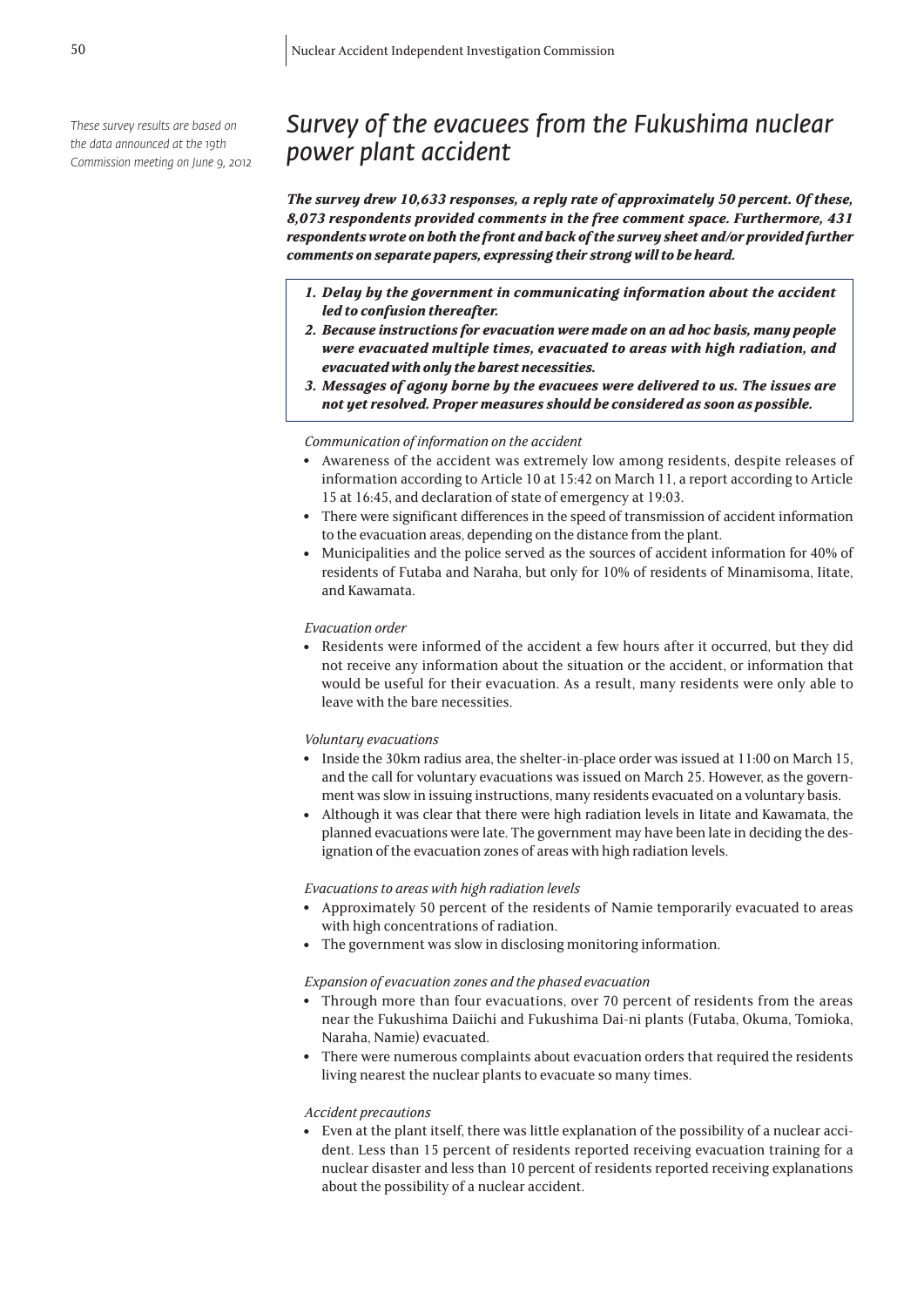*These survey results are based on the data announced at the 19th Commission meeting on June 9, 2012*

# Survey of the evacuees from the Fukushima nuclear power plant accident

***The survey drew 10,633 responses, a reply rate of approximately 50 percent. Of these, 8,073 respondents provided comments in the free comment space. Furthermore, 431 respondents wrote on both the front and back of the survey sheet and/or provided further comments on separate papers, expressing their strong will to be heard.***

1. ***Delay by the government in communicating information about the accident led to confusion thereafter.***
2. ***Because instructions for evacuation were made on an ad hoc basis, many people were evacuated multiple times, evacuated to areas with high radiation, and evacuated with only the barest necessities.***
3. ***Messages of agony borne by the evacuees were delivered to us. The issues are not yet resolved. Proper measures should be considered as soon as possible.***

*Communication of information on the accident*

- Awareness of the accident was extremely low among residents, despite releases of information according to Article 10 at 15:42 on March 11, a report according to Article 15 at 16:45, and declaration of state of emergency at 19:03.
- There were significant differences in the speed of transmission of accident information to the evacuation areas, depending on the distance from the plant.
- Municipalities and the police served as the sources of accident information for 40% of residents of Futaba and Naraha, but only for 10% of residents of Minamisoma, Iitate, and Kawamata.

*Evacuation order*

- Residents were informed of the accident a few hours after it occurred, but they did not receive any information about the situation or the accident, or information that would be useful for their evacuation. As a result, many residents were only able to leave with the bare necessities.

*Voluntary evacuations*

- Inside the 30km radius area, the shelter-in-place order was issued at 11:00 on March 15, and the call for voluntary evacuations was issued on March 25. However, as the government was slow in issuing instructions, many residents evacuated on a voluntary basis.
- Although it was clear that there were high radiation levels in Iitate and Kawamata, the planned evacuations were late. The government may have been late in deciding the designation of the evacuation zones of areas with high radiation levels.

*Evacuations to areas with high radiation levels*

- Approximately 50 percent of the residents of Namie temporarily evacuated to areas with high concentrations of radiation.
- The government was slow in disclosing monitoring information.

*Expansion of evacuation zones and the phased evacuation*

- Through more than four evacuations, over 70 percent of residents from the areas near the Fukushima Daiichi and Fukushima Dai-ni plants (Futaba, Okuma, Tomioka, Naraha, Namie) evacuated.
- There were numerous complaints about evacuation orders that required the residents living nearest the nuclear plants to evacuate so many times.

*Accident precautions*

- Even at the plant itself, there was little explanation of the possibility of a nuclear accident. Less than 15 percent of residents reported receiving evacuation training for a nuclear disaster and less than 10 percent of residents reported receiving explanations about the possibility of a nuclear accident.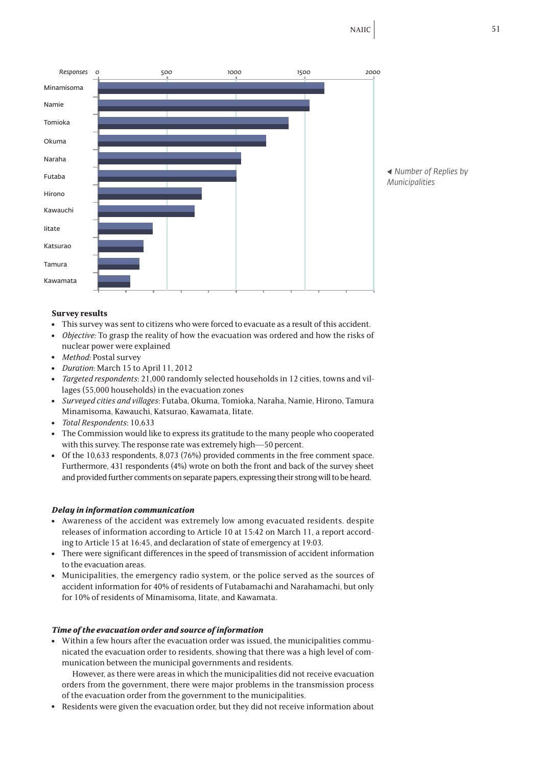| Municipality | Responses |
| --- | --- |
| Minamisoma | ~1650 |
| Namie | ~1540 |
| Tomioka | ~1390 |
| Okuma | ~1220 |
| Naraha | ~1040 |
| Futaba | ~1010 |
| Hirono | ~760 |
| Kawauchi | ~700 |
| Iitate | ~400 |
| Katsurao | ~330 |
| Tamura | ~300 |
| Kawamata | ~230 |

◀ Number of Replies by Municipalities

**Survey results**

- This survey was sent to citizens who were forced to evacuate as a result of this accident.
- *Objective:* To grasp the reality of how the evacuation was ordered and how the risks of nuclear power were explained
- *Method*: Postal survey
- *Duration*: March 15 to April 11, 2012
- *Targeted respondents*: 21,000 randomly selected households in 12 cities, towns and villages (55,000 households) in the evacuation zones
- *Surveyed cities and villages*: Futaba, Okuma, Tomioka, Naraha, Namie, Hirono, Tamura Minamisoma, Kawauchi, Katsurao, Kawamata, Iitate.
- *Total Respondents*: 10,633
- The Commission would like to express its gratitude to the many people who cooperated with this survey. The response rate was extremely high—50 percent.
- Of the 10,633 respondents, 8,073 (76%) provided comments in the free comment space. Furthermore, 431 respondents (4%) wrote on both the front and back of the survey sheet and provided further comments on separate papers, expressing their strong will to be heard.

***Delay in information communication***

- Awareness of the accident was extremely low among evacuated residents. despite releases of information according to Article 10 at 15:42 on March 11, a report according to Article 15 at 16:45, and declaration of state of emergency at 19:03.
- There were significant differences in the speed of transmission of accident information to the evacuation areas.
- Municipalities, the emergency radio system, or the police served as the sources of accident information for 40% of residents of Futabamachi and Narahamachi, but only for 10% of residents of Minamisoma, Iitate, and Kawamata.

***Time of the evacuation order and source of information***

- Within a few hours after the evacuation order was issued, the municipalities communicated the evacuation order to residents, showing that there was a high level of communication between the municipal governments and residents.

  However, as there were areas in which the municipalities did not receive evacuation orders from the government, there were major problems in the transmission process of the evacuation order from the government to the municipalities.
- Residents were given the evacuation order, but they did not receive information about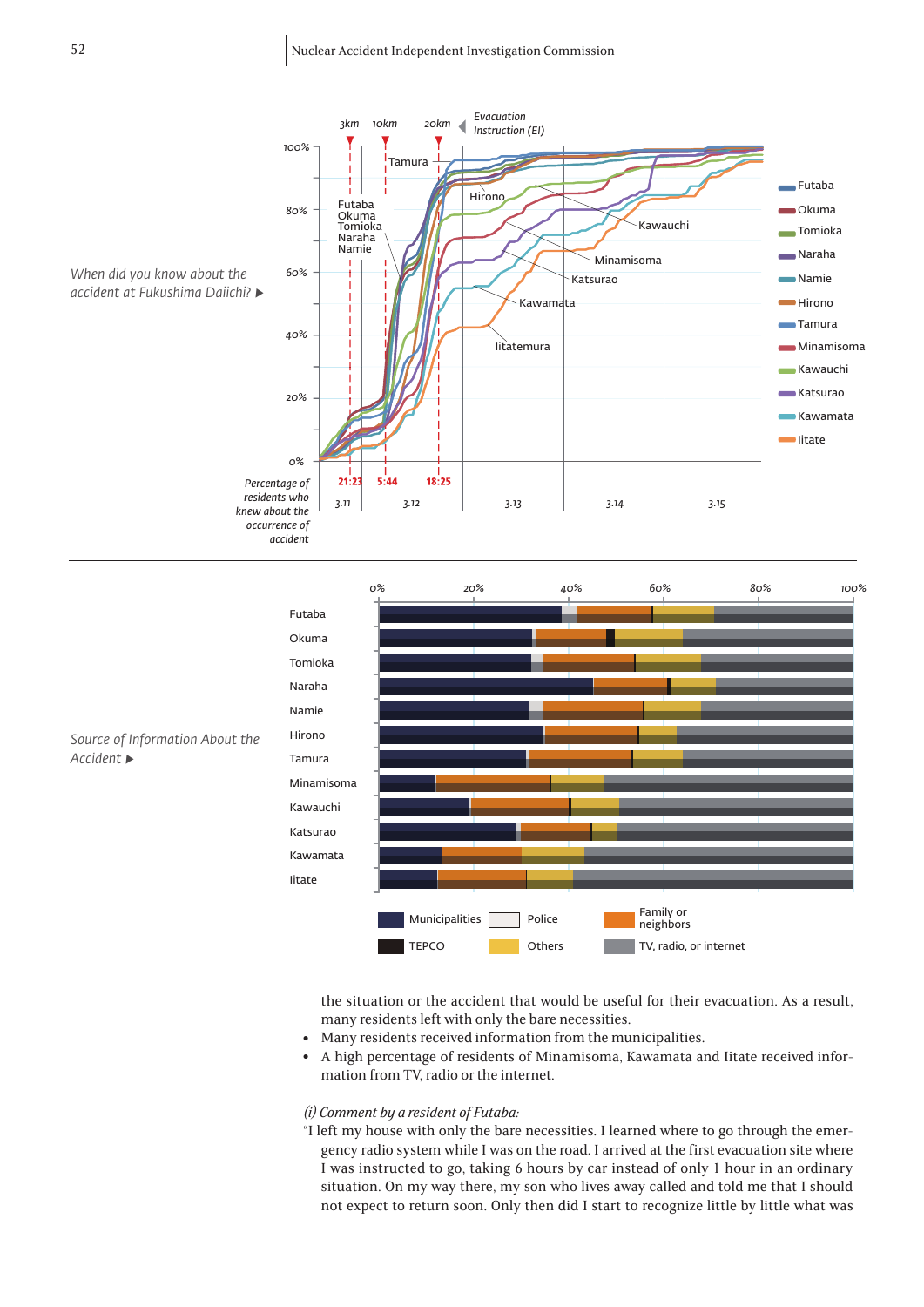When did you know about the accident at Fukushima Daiichi? ▶

Source of Information About the Accident ▶

the situation or the accident that would be useful for their evacuation. As a result, many residents left with only the bare necessities.

- Many residents received information from the municipalities.
- A high percentage of residents of Minamisoma, Kawamata and Iitate received information from TV, radio or the internet.

*(i) Comment by a resident of Futaba:*

"I left my house with only the bare necessities. I learned where to go through the emergency radio system while I was on the road. I arrived at the first evacuation site where I was instructed to go, taking 6 hours by car instead of only 1 hour in an ordinary situation. On my way there, my son who lives away called and told me that I should not expect to return soon. Only then did I start to recognize little by little what was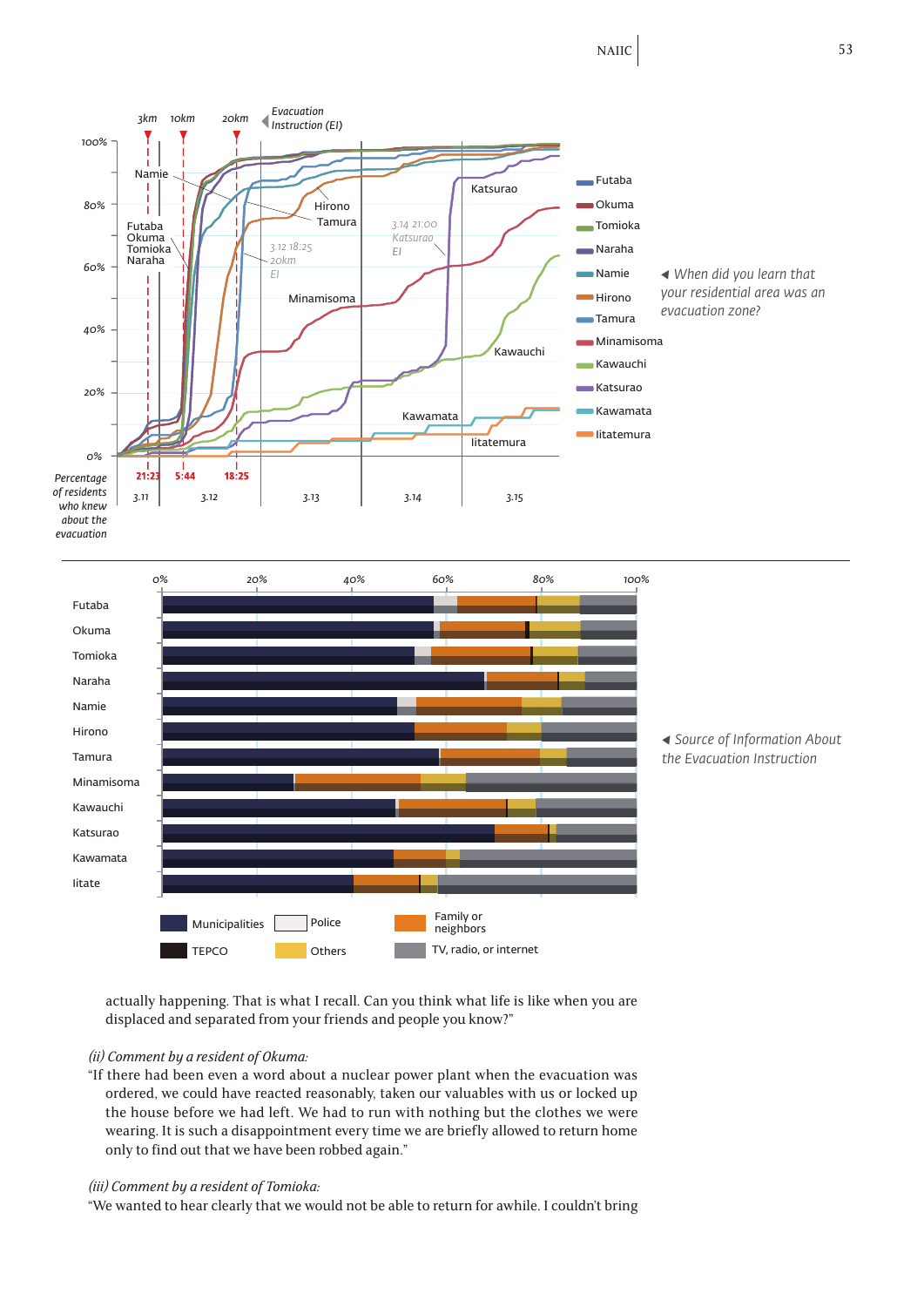◀ When did you learn that your residential area was an evacuation zone?

◀ Source of Information About the Evacuation Instruction

actually happening. That is what I recall. Can you think what life is like when you are displaced and separated from your friends and people you know?"

*(ii) Comment by a resident of Okuma:*

"If there had been even a word about a nuclear power plant when the evacuation was ordered, we could have reacted reasonably, taken our valuables with us or locked up the house before we had left. We had to run with nothing but the clothes we were wearing. It is such a disappointment every time we are briefly allowed to return home only to find out that we have been robbed again."

*(iii) Comment by a resident of Tomioka:*

"We wanted to hear clearly that we would not be able to return for awhile. I couldn't bring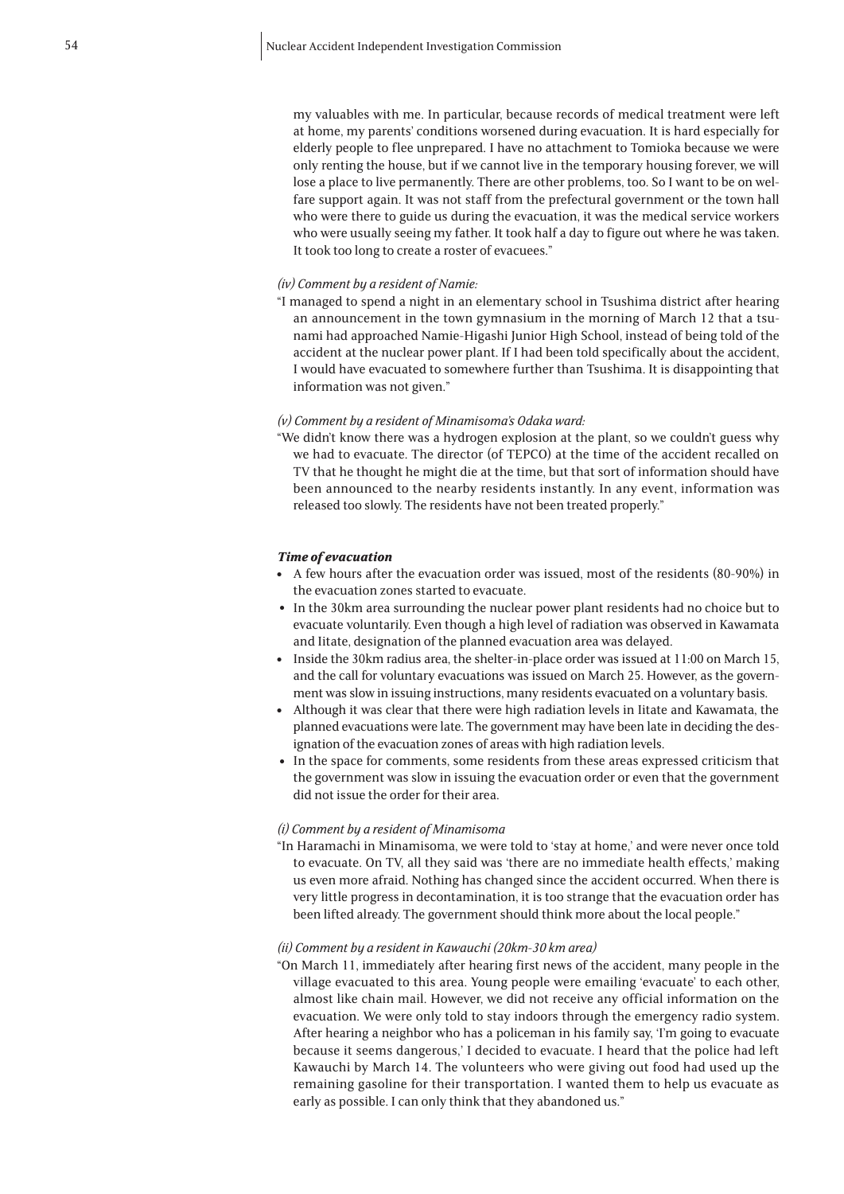my valuables with me. In particular, because records of medical treatment were left at home, my parents' conditions worsened during evacuation. It is hard especially for elderly people to flee unprepared. I have no attachment to Tomioka because we were only renting the house, but if we cannot live in the temporary housing forever, we will lose a place to live permanently. There are other problems, too. So I want to be on welfare support again. It was not staff from the prefectural government or the town hall who were there to guide us during the evacuation, it was the medical service workers who were usually seeing my father. It took half a day to figure out where he was taken. It took too long to create a roster of evacuees."

*(iv) Comment by a resident of Namie:*

"I managed to spend a night in an elementary school in Tsushima district after hearing an announcement in the town gymnasium in the morning of March 12 that a tsunami had approached Namie-Higashi Junior High School, instead of being told of the accident at the nuclear power plant. If I had been told specifically about the accident, I would have evacuated to somewhere further than Tsushima. It is disappointing that information was not given."

*(v) Comment by a resident of Minamisoma's Odaka ward:*

"We didn't know there was a hydrogen explosion at the plant, so we couldn't guess why we had to evacuate. The director (of TEPCO) at the time of the accident recalled on TV that he thought he might die at the time, but that sort of information should have been announced to the nearby residents instantly. In any event, information was released too slowly. The residents have not been treated properly."

***Time of evacuation***

- A few hours after the evacuation order was issued, most of the residents (80-90%) in the evacuation zones started to evacuate.
- In the 30km area surrounding the nuclear power plant residents had no choice but to evacuate voluntarily. Even though a high level of radiation was observed in Kawamata and Iitate, designation of the planned evacuation area was delayed.
- Inside the 30km radius area, the shelter-in-place order was issued at 11:00 on March 15, and the call for voluntary evacuations was issued on March 25. However, as the government was slow in issuing instructions, many residents evacuated on a voluntary basis.
- Although it was clear that there were high radiation levels in Iitate and Kawamata, the planned evacuations were late. The government may have been late in deciding the designation of the evacuation zones of areas with high radiation levels.
- In the space for comments, some residents from these areas expressed criticism that the government was slow in issuing the evacuation order or even that the government did not issue the order for their area.

*(i) Comment by a resident of Minamisoma*

"In Haramachi in Minamisoma, we were told to 'stay at home,' and were never once told to evacuate. On TV, all they said was 'there are no immediate health effects,' making us even more afraid. Nothing has changed since the accident occurred. When there is very little progress in decontamination, it is too strange that the evacuation order has been lifted already. The government should think more about the local people."

*(ii) Comment by a resident in Kawauchi (20km-30 km area)*

"On March 11, immediately after hearing first news of the accident, many people in the village evacuated to this area. Young people were emailing 'evacuate' to each other, almost like chain mail. However, we did not receive any official information on the evacuation. We were only told to stay indoors through the emergency radio system. After hearing a neighbor who has a policeman in his family say, 'I'm going to evacuate because it seems dangerous,' I decided to evacuate. I heard that the police had left Kawauchi by March 14. The volunteers who were giving out food had used up the remaining gasoline for their transportation. I wanted them to help us evacuate as early as possible. I can only think that they abandoned us."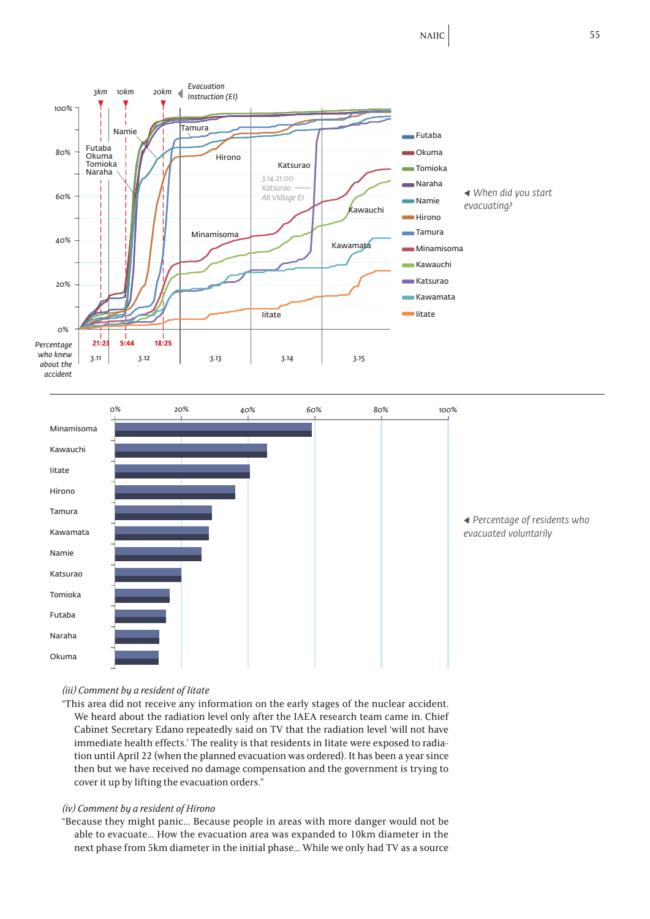◀ When did you start evacuating?

◀ Percentage of residents who evacuated voluntarily

*(iii) Comment by a resident of Iitate*

"This area did not receive any information on the early stages of the nuclear accident. We heard about the radiation level only after the IAEA research team came in. Chief Cabinet Secretary Edano repeatedly said on TV that the radiation level 'will not have immediate health effects.' The reality is that residents in Iitate were exposed to radiation until April 22 (when the planned evacuation was ordered). It has been a year since then but we have received no damage compensation and the government is trying to cover it up by lifting the evacuation orders."

*(iv) Comment by a resident of Hirono*

"Because they might panic... Because people in areas with more danger would not be able to evacuate... How the evacuation area was expanded to 10km diameter in the next phase from 5km diameter in the initial phase... While we only had TV as a source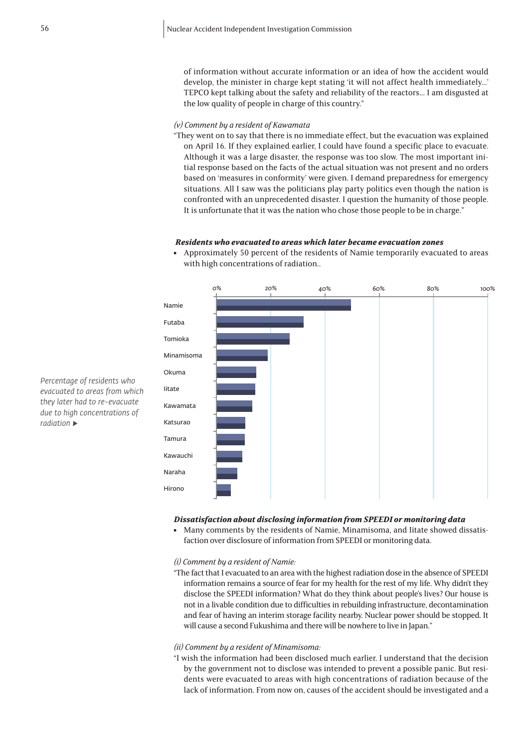of information without accurate information or an idea of how the accident would develop, the minister in charge kept stating 'it will not affect health immediately...' TEPCO kept talking about the safety and reliability of the reactors... I am disgusted at the low quality of people in charge of this country."

*(v) Comment by a resident of Kawamata*

"They went on to say that there is no immediate effect, but the evacuation was explained on April 16. If they explained earlier, I could have found a specific place to evacuate. Although it was a large disaster, the response was too slow. The most important initial response based on the facts of the actual situation was not present and no orders based on 'measures in conformity' were given. I demand preparedness for emergency situations. All I saw was the politicians play party politics even though the nation is confronted with an unprecedented disaster. I question the humanity of those people. It is unfortunate that it was the nation who chose those people to be in charge."

***Residents who evacuated to areas which later became evacuation zones***

- Approximately 50 percent of the residents of Namie temporarily evacuated to areas with high concentrations of radiation..

*Percentage of residents who evacuated to areas from which they later had to re-evacuate due to high concentrations of radiation* ▶

Chart axis: 0% | 20% | 40% | 60% | 80% | 100%

Namie, Futaba, Tomioka, Minamisoma, Okuma, Iitate, Kawamata, Katsurao, Tamura, Kawauchi, Naraha, Hirono

***Dissatisfaction about disclosing information from SPEEDI or monitoring data***

- Many comments by the residents of Namie, Minamisoma, and Iitate showed dissatisfaction over disclosure of information from SPEEDI or monitoring data.

*(i) Comment by a resident of Namie:*

"The fact that I evacuated to an area with the highest radiation dose in the absence of SPEEDI information remains a source of fear for my health for the rest of my life. Why didn't they disclose the SPEEDI information? What do they think about people's lives? Our house is not in a livable condition due to difficulties in rebuilding infrastructure, decontamination and fear of having an interim storage facility nearby. Nuclear power should be stopped. It will cause a second Fukushima and there will be nowhere to live in Japan."

*(ii) Comment by a resident of Minamisoma:*

"I wish the information had been disclosed much earlier. I understand that the decision by the government not to disclose was intended to prevent a possible panic. But residents were evacuated to areas with high concentrations of radiation because of the lack of information. From now on, causes of the accident should be investigated and a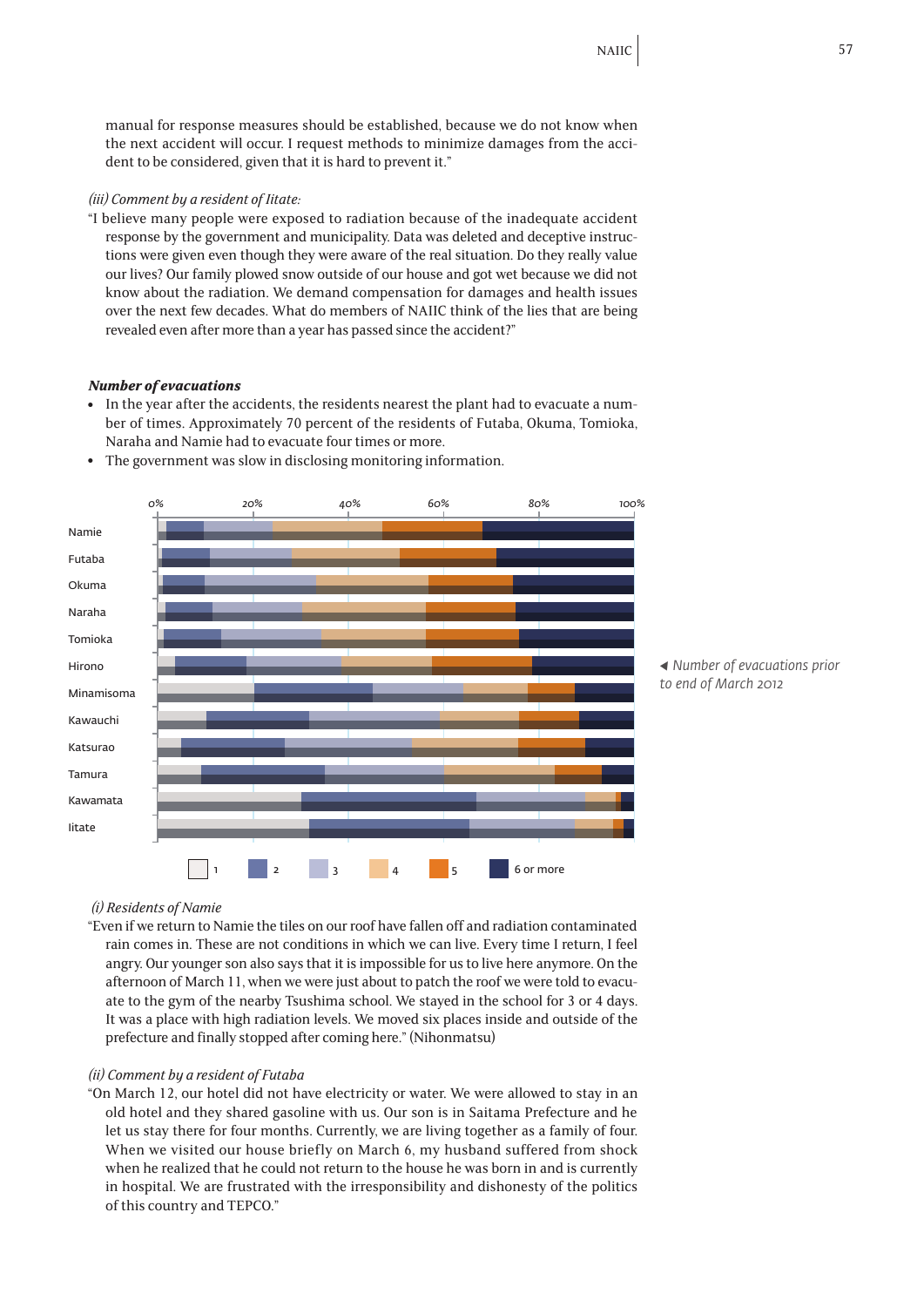manual for response measures should be established, because we do not know when the next accident will occur. I request methods to minimize damages from the accident to be considered, given that it is hard to prevent it."

*(iii) Comment by a resident of Iitate:*

"I believe many people were exposed to radiation because of the inadequate accident response by the government and municipality. Data was deleted and deceptive instructions were given even though they were aware of the real situation. Do they really value our lives? Our family plowed snow outside of our house and got wet because we did not know about the radiation. We demand compensation for damages and health issues over the next few decades. What do members of NAIIC think of the lies that are being revealed even after more than a year has passed since the accident?"

***Number of evacuations***

- In the year after the accidents, the residents nearest the plant had to evacuate a number of times. Approximately 70 percent of the residents of Futaba, Okuma, Tomioka, Naraha and Namie had to evacuate four times or more.
- The government was slow in disclosing monitoring information.

◀ Number of evacuations prior to end of March 2012

*(i) Residents of Namie*

"Even if we return to Namie the tiles on our roof have fallen off and radiation contaminated rain comes in. These are not conditions in which we can live. Every time I return, I feel angry. Our younger son also says that it is impossible for us to live here anymore. On the afternoon of March 11, when we were just about to patch the roof we were told to evacuate to the gym of the nearby Tsushima school. We stayed in the school for 3 or 4 days. It was a place with high radiation levels. We moved six places inside and outside of the prefecture and finally stopped after coming here." (Nihonmatsu)

*(ii) Comment by a resident of Futaba*

"On March 12, our hotel did not have electricity or water. We were allowed to stay in an old hotel and they shared gasoline with us. Our son is in Saitama Prefecture and he let us stay there for four months. Currently, we are living together as a family of four. When we visited our house briefly on March 6, my husband suffered from shock when he realized that he could not return to the house he was born in and is currently in hospital. We are frustrated with the irresponsibility and dishonesty of the politics of this country and TEPCO."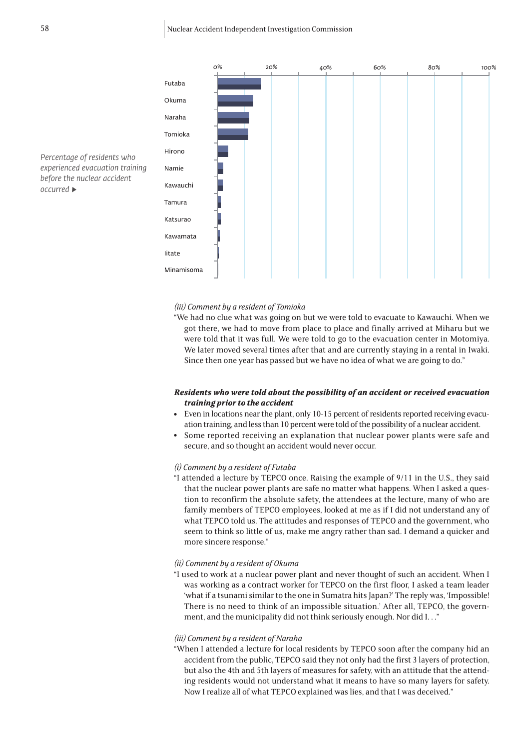*Percentage of residents who experienced evacuation training before the nuclear accident occurred* ▶

| Municipality |
|---|
| Futaba |
| Okuma |
| Naraha |
| Tomioka |
| Hirono |
| Namie |
| Kawauchi |
| Tamura |
| Katsurao |
| Kawamata |
| Iitate |
| Minamisoma |

*(iii) Comment by a resident of Tomioka*

"We had no clue what was going on but we were told to evacuate to Kawauchi. When we got there, we had to move from place to place and finally arrived at Miharu but we were told that it was full. We were told to go to the evacuation center in Motomiya. We later moved several times after that and are currently staying in a rental in Iwaki. Since then one year has passed but we have no idea of what we are going to do."

***Residents who were told about the possibility of an accident or received evacuation training prior to the accident***

- Even in locations near the plant, only 10-15 percent of residents reported receiving evacuation training, and less than 10 percent were told of the possibility of a nuclear accident.
- Some reported receiving an explanation that nuclear power plants were safe and secure, and so thought an accident would never occur.

*(i) Comment by a resident of Futaba*

"I attended a lecture by TEPCO once. Raising the example of 9/11 in the U.S., they said that the nuclear power plants are safe no matter what happens. When I asked a question to reconfirm the absolute safety, the attendees at the lecture, many of who are family members of TEPCO employees, looked at me as if I did not understand any of what TEPCO told us. The attitudes and responses of TEPCO and the government, who seem to think so little of us, make me angry rather than sad. I demand a quicker and more sincere response."

*(ii) Comment by a resident of Okuma*

"I used to work at a nuclear power plant and never thought of such an accident. When I was working as a contract worker for TEPCO on the first floor, I asked a team leader 'what if a tsunami similar to the one in Sumatra hits Japan?' The reply was, 'Impossible! There is no need to think of an impossible situation.' After all, TEPCO, the government, and the municipality did not think seriously enough. Nor did I. . ."

*(iii) Comment by a resident of Naraha*

"When I attended a lecture for local residents by TEPCO soon after the company hid an accident from the public, TEPCO said they not only had the first 3 layers of protection, but also the 4th and 5th layers of measures for safety, with an attitude that the attending residents would not understand what it means to have so many layers for safety. Now I realize all of what TEPCO explained was lies, and that I was deceived."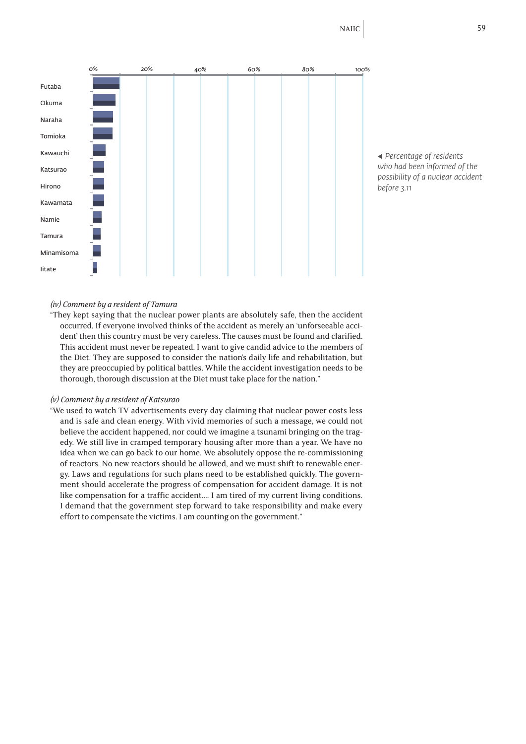◀ *Percentage of residents who had been informed of the possibility of a nuclear accident before 3.11*

*(iv) Comment by a resident of Tamura*

"They kept saying that the nuclear power plants are absolutely safe, then the accident occurred. If everyone involved thinks of the accident as merely an 'unforseeable accident' then this country must be very careless. The causes must be found and clarified. This accident must never be repeated. I want to give candid advice to the members of the Diet. They are supposed to consider the nation's daily life and rehabilitation, but they are preoccupied by political battles. While the accident investigation needs to be thorough, thorough discussion at the Diet must take place for the nation."

*(v) Comment by a resident of Katsurao*

"We used to watch TV advertisements every day claiming that nuclear power costs less and is safe and clean energy. With vivid memories of such a message, we could not believe the accident happened, nor could we imagine a tsunami bringing on the tragedy. We still live in cramped temporary housing after more than a year. We have no idea when we can go back to our home. We absolutely oppose the re-commissioning of reactors. No new reactors should be allowed, and we must shift to renewable energy. Laws and regulations for such plans need to be established quickly. The government should accelerate the progress of compensation for accident damage. It is not like compensation for a traffic accident.... I am tired of my current living conditions. I demand that the government step forward to take responsibility and make every effort to compensate the victims. I am counting on the government."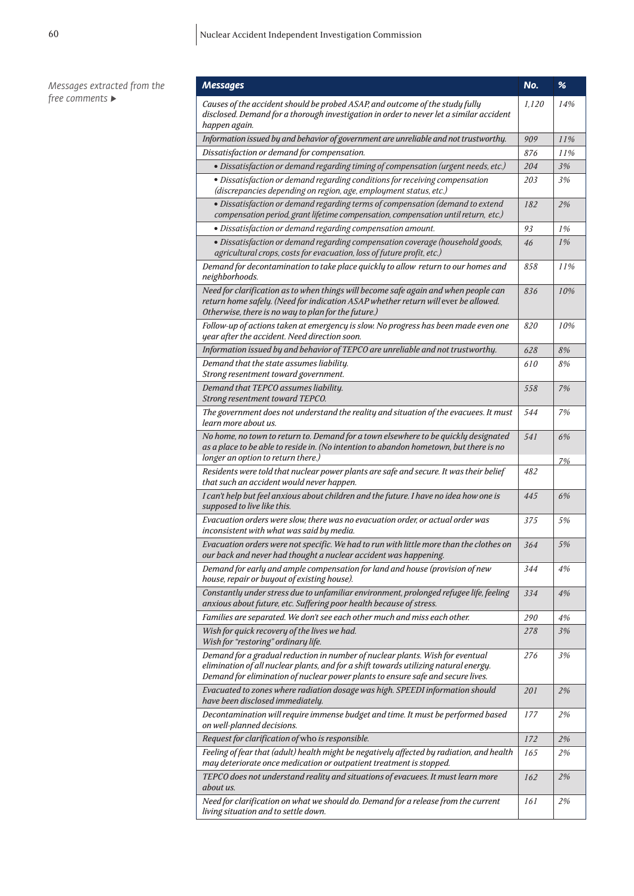*Messages extracted from the free comments ▶*

| *Messages* | *No.* | *%* |
|---|---|---|
| *Causes of the accident should be probed ASAP, and outcome of the study fully disclosed. Demand for a thorough investigation in order to never let a similar accident happen again.* | *1,120* | *14%* |
| *Information issued by and behavior of government are unreliable and not trustworthy.* | *909* | *11%* |
| *Dissatisfaction or demand for compensation.* | *876* | *11%* |
| *• Dissatisfaction or demand regarding timing of compensation (urgent needs, etc.)* | *204* | *3%* |
| *• Dissatisfaction or demand regarding conditions for receiving compensation (discrepancies depending on region, age, employment status, etc.)* | *203* | *3%* |
| *• Dissatisfaction or demand regarding terms of compensation (demand to extend compensation period, grant lifetime compensation, compensation until return, etc.)* | *182* | *2%* |
| *• Dissatisfaction or demand regarding compensation amount.* | *93* | *1%* |
| *• Dissatisfaction or demand regarding compensation coverage (household goods, agricultural crops, costs for evacuation, loss of future profit, etc.)* | *46* | *1%* |
| *Demand for decontamination to take place quickly to allow return to our homes and neighborhoods.* | *858* | *11%* |
| *Need for clarification as to when things will become safe again and when people can return home safely. (Need for indication ASAP whether return will ever be allowed. Otherwise, there is no way to plan for the future.)* | *836* | *10%* |
| *Follow-up of actions taken at emergency is slow. No progress has been made even one year after the accident. Need direction soon.* | *820* | *10%* |
| *Information issued by and behavior of TEPCO are unreliable and not trustworthy.* | *628* | *8%* |
| *Demand that the state assumes liability. Strong resentment toward government.* | *610* | *8%* |
| *Demand that TEPCO assumes liability. Strong resentment toward TEPCO.* | *558* | *7%* |
| *The government does not understand the reality and situation of the evacuees. It must learn more about us.* | *544* | *7%* |
| *No home, no town to return to. Demand for a town elsewhere to be quickly designated as a place to be able to reside in. (No intention to abandon hometown, but there is no longer an option to return there.)* | *541* | *6%* |
| *Residents were told that nuclear power plants are safe and secure. It was their belief that such an accident would never happen.* | *482* | *7%* |
| *I can't help but feel anxious about children and the future. I have no idea how one is supposed to live like this.* | *445* | *6%* |
| *Evacuation orders were slow, there was no evacuation order, or actual order was inconsistent with what was said by media.* | *375* | *5%* |
| *Evacuation orders were not specific. We had to run with little more than the clothes on our back and never had thought a nuclear accident was happening.* | *364* | *5%* |
| *Demand for early and ample compensation for land and house (provision of new house, repair or buyout of existing house).* | *344* | *4%* |
| *Constantly under stress due to unfamiliar environment, prolonged refugee life, feeling anxious about future, etc. Suffering poor health because of stress.* | *334* | *4%* |
| *Families are separated. We don't see each other much and miss each other.* | *290* | *4%* |
| *Wish for quick recovery of the lives we had. Wish for "restoring" ordinary life.* | *278* | *3%* |
| *Demand for a gradual reduction in number of nuclear plants. Wish for eventual elimination of all nuclear plants, and for a shift towards utilizing natural energy. Demand for elimination of nuclear power plants to ensure safe and secure lives.* | *276* | *3%* |
| *Evacuated to zones where radiation dosage was high. SPEEDI information should have been disclosed immediately.* | *201* | *2%* |
| *Decontamination will require immense budget and time. It must be performed based on well-planned decisions.* | *177* | *2%* |
| *Request for clarification of who is responsible.* | *172* | *2%* |
| *Feeling of fear that (adult) health might be negatively affected by radiation, and health may deteriorate once medication or outpatient treatment is stopped.* | *165* | *2%* |
| *TEPCO does not understand reality and situations of evacuees. It must learn more about us.* | *162* | *2%* |
| *Need for clarification on what we should do. Demand for a release from the current living situation and to settle down.* | *161* | *2%* |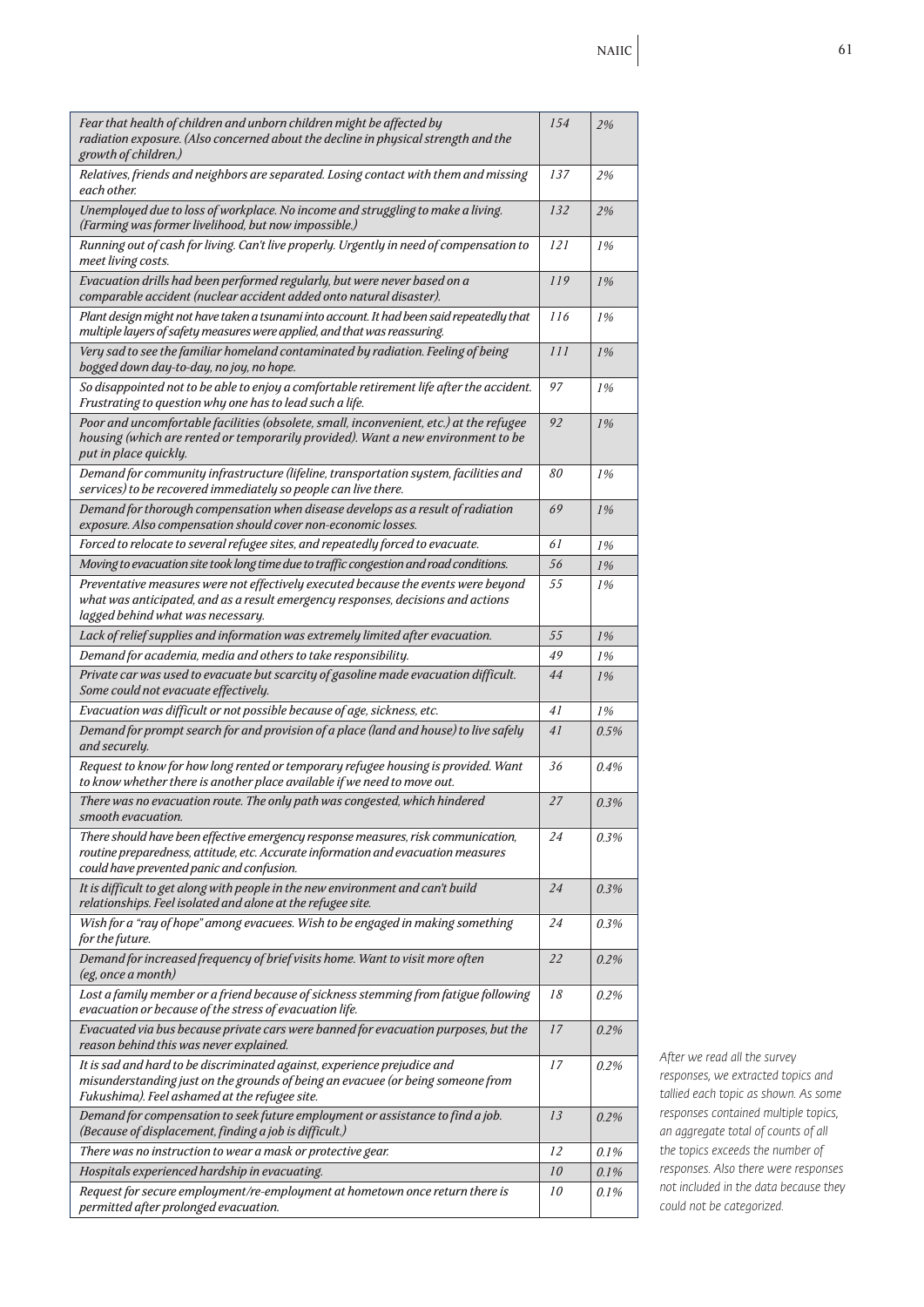| | | |
|---|---|---|
| *Fear that health of children and unborn children might be affected by radiation exposure. (Also concerned about the decline in physical strength and the growth of children.)* | *154* | *2%* |
| *Relatives, friends and neighbors are separated. Losing contact with them and missing each other.* | *137* | *2%* |
| *Unemployed due to loss of workplace. No income and struggling to make a living. (Farming was former livelihood, but now impossible.)* | *132* | *2%* |
| *Running out of cash for living. Can't live properly. Urgently in need of compensation to meet living costs.* | *121* | *1%* |
| *Evacuation drills had been performed regularly, but were never based on a comparable accident (nuclear accident added onto natural disaster).* | *119* | *1%* |
| *Plant design might not have taken a tsunami into account. It had been said repeatedly that multiple layers of safety measures were applied, and that was reassuring.* | *116* | *1%* |
| *Very sad to see the familiar homeland contaminated by radiation. Feeling of being bogged down day-to-day, no joy, no hope.* | *111* | *1%* |
| *So disappointed not to be able to enjoy a comfortable retirement life after the accident. Frustrating to question why one has to lead such a life.* | *97* | *1%* |
| *Poor and uncomfortable facilities (obsolete, small, inconvenient, etc.) at the refugee housing (which are rented or temporarily provided). Want a new environment to be put in place quickly.* | *92* | *1%* |
| *Demand for community infrastructure (lifeline, transportation system, facilities and services) to be recovered immediately so people can live there.* | *80* | *1%* |
| *Demand for thorough compensation when disease develops as a result of radiation exposure. Also compensation should cover non-economic losses.* | *69* | *1%* |
| *Forced to relocate to several refugee sites, and repeatedly forced to evacuate.* | *61* | *1%* |
| *Moving to evacuation site took long time due to traffic congestion and road conditions.* | *56* | *1%* |
| *Preventative measures were not effectively executed because the events were beyond what was anticipated, and as a result emergency responses, decisions and actions lagged behind what was necessary.* | *55* | *1%* |
| *Lack of relief supplies and information was extremely limited after evacuation.* | *55* | *1%* |
| *Demand for academia, media and others to take responsibility.* | *49* | *1%* |
| *Private car was used to evacuate but scarcity of gasoline made evacuation difficult. Some could not evacuate effectively.* | *44* | *1%* |
| *Evacuation was difficult or not possible because of age, sickness, etc.* | *41* | *1%* |
| *Demand for prompt search for and provision of a place (land and house) to live safely and securely.* | *41* | *0.5%* |
| *Request to know for how long rented or temporary refugee housing is provided. Want to know whether there is another place available if we need to move out.* | *36* | *0.4%* |
| *There was no evacuation route. The only path was congested, which hindered smooth evacuation.* | *27* | *0.3%* |
| *There should have been effective emergency response measures, risk communication, routine preparedness, attitude, etc. Accurate information and evacuation measures could have prevented panic and confusion.* | *24* | *0.3%* |
| *It is difficult to get along with people in the new environment and can't build relationships. Feel isolated and alone at the refugee site.* | *24* | *0.3%* |
| *Wish for a "ray of hope" among evacuees. Wish to be engaged in making something for the future.* | *24* | *0.3%* |
| *Demand for increased frequency of brief visits home. Want to visit more often (eg, once a month)* | *22* | *0.2%* |
| *Lost a family member or a friend because of sickness stemming from fatigue following evacuation or because of the stress of evacuation life.* | *18* | *0.2%* |
| *Evacuated via bus because private cars were banned for evacuation purposes, but the reason behind this was never explained.* | *17* | *0.2%* |
| *It is sad and hard to be discriminated against, experience prejudice and misunderstanding just on the grounds of being an evacuee (or being someone from Fukushima). Feel ashamed at the refugee site.* | *17* | *0.2%* |
| *Demand for compensation to seek future employment or assistance to find a job. (Because of displacement, finding a job is difficult.)* | *13* | *0.2%* |
| *There was no instruction to wear a mask or protective gear.* | *12* | *0.1%* |
| *Hospitals experienced hardship in evacuating.* | *10* | *0.1%* |
| *Request for secure employment/re-employment at hometown once return there is permitted after prolonged evacuation.* | *10* | *0.1%* |

*After we read all the survey responses, we extracted topics and tallied each topic as shown. As some responses contained multiple topics, an aggregate total of counts of all the topics exceeds the number of responses. Also there were responses not included in the data because they could not be categorized.*